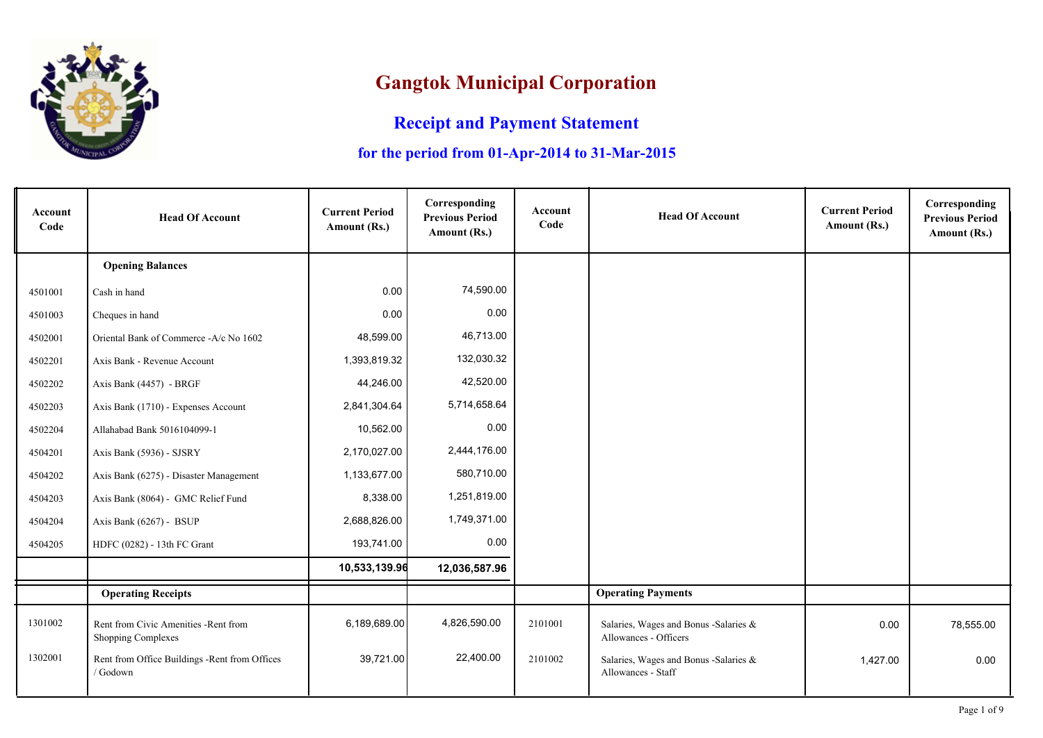# Gangtok Municipal Corporation

## Receipt and Payment Statement

### for the period from 01-Apr-2014 to 31-Mar-2015

| Account Code | Head Of Account | Current Period Amount (Rs.) | Corresponding Previous Period Amount (Rs.) | Account Code | Head Of Account | Current Period Amount (Rs.) | Corresponding Previous Period Amount (Rs.) |
|---|---|---|---|---|---|---|---|
| | **Opening Balances** | | | | | | |
| 4501001 | Cash in hand | 0.00 | 74,590.00 | | | | |
| 4501003 | Cheques in hand | 0.00 | 0.00 | | | | |
| 4502001 | Oriental Bank of Commerce -A/c No 1602 | 48,599.00 | 46,713.00 | | | | |
| 4502201 | Axis Bank - Revenue Account | 1,393,819.32 | 132,030.32 | | | | |
| 4502202 | Axis Bank (4457) - BRGF | 44,246.00 | 42,520.00 | | | | |
| 4502203 | Axis Bank (1710) - Expenses Account | 2,841,304.64 | 5,714,658.64 | | | | |
| 4502204 | Allahabad Bank 5016104099-1 | 10,562.00 | 0.00 | | | | |
| 4504201 | Axis Bank (5936) - SJSRY | 2,170,027.00 | 2,444,176.00 | | | | |
| 4504202 | Axis Bank (6275) - Disaster Management | 1,133,677.00 | 580,710.00 | | | | |
| 4504203 | Axis Bank (8064) - GMC Relief Fund | 8,338.00 | 1,251,819.00 | | | | |
| 4504204 | Axis Bank (6267) - BSUP | 2,688,826.00 | 1,749,371.00 | | | | |
| 4504205 | HDFC (0282) - 13th FC Grant | 193,741.00 | 0.00 | | | | |
| | | **10,533,139.96** | **12,036,587.96** | | | | |
| | **Operating Receipts** | | | | **Operating Payments** | | |
| 1301002 | Rent from Civic Amenities -Rent from Shopping Complexes | 6,189,689.00 | 4,826,590.00 | 2101001 | Salaries, Wages and Bonus -Salaries & Allowances - Officers | 0.00 | 78,555.00 |
| 1302001 | Rent from Office Buildings -Rent from Offices / Godown | 39,721.00 | 22,400.00 | 2101002 | Salaries, Wages and Bonus -Salaries & Allowances - Staff | 1,427.00 | 0.00 |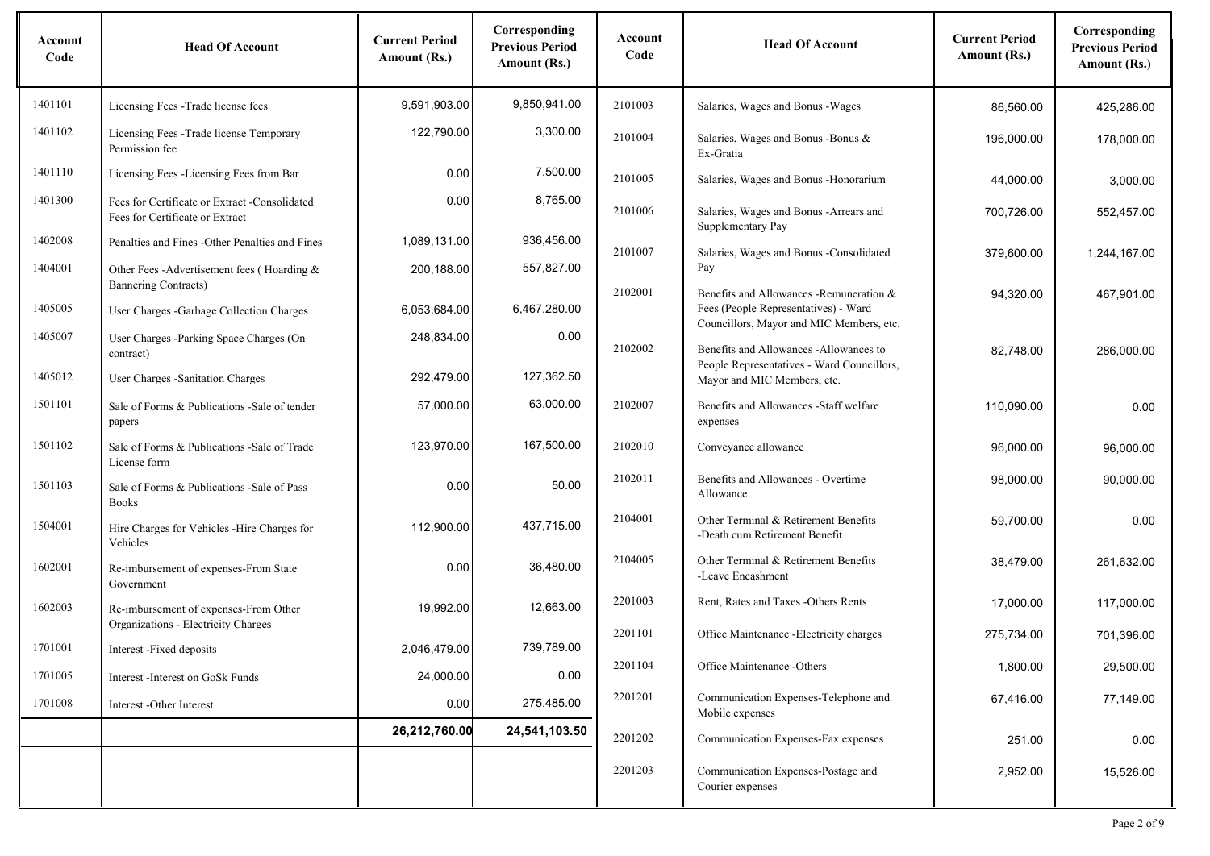| Account Code | Head Of Account | Current Period Amount (Rs.) | Corresponding Previous Period Amount (Rs.) | Account Code | Head Of Account | Current Period Amount (Rs.) | Corresponding Previous Period Amount (Rs.) |
|---|---|---|---|---|---|---|---|
| 1401101 | Licensing Fees -Trade license fees | 9,591,903.00 | 9,850,941.00 | 2101003 | Salaries, Wages and Bonus -Wages | 86,560.00 | 425,286.00 |
| 1401102 | Licensing Fees -Trade license Temporary Permission fee | 122,790.00 | 3,300.00 | 2101004 | Salaries, Wages and Bonus -Bonus & Ex-Gratia | 196,000.00 | 178,000.00 |
| 1401110 | Licensing Fees -Licensing Fees from Bar | 0.00 | 7,500.00 | 2101005 | Salaries, Wages and Bonus -Honorarium | 44,000.00 | 3,000.00 |
| 1401300 | Fees for Certificate or Extract -Consolidated Fees for Certificate or Extract | 0.00 | 8,765.00 | 2101006 | Salaries, Wages and Bonus -Arrears and Supplementary Pay | 700,726.00 | 552,457.00 |
| 1402008 | Penalties and Fines -Other Penalties and Fines | 1,089,131.00 | 936,456.00 | 2101007 | Salaries, Wages and Bonus -Consolidated Pay | 379,600.00 | 1,244,167.00 |
| 1404001 | Other Fees -Advertisement fees ( Hoarding & Bannering Contracts) | 200,188.00 | 557,827.00 | 2102001 | Benefits and Allowances -Remuneration & Fees (People Representatives) - Ward Councillors, Mayor and MIC Members, etc. | 94,320.00 | 467,901.00 |
| 1405005 | User Charges -Garbage Collection Charges | 6,053,684.00 | 6,467,280.00 | 2102002 | Benefits and Allowances -Allowances to People Representatives - Ward Councillors, Mayor and MIC Members, etc. | 82,748.00 | 286,000.00 |
| 1405007 | User Charges -Parking Space Charges (On contract) | 248,834.00 | 0.00 | 2102007 | Benefits and Allowances -Staff welfare expenses | 110,090.00 | 0.00 |
| 1405012 | User Charges -Sanitation Charges | 292,479.00 | 127,362.50 | 2102010 | Conveyance allowance | 96,000.00 | 96,000.00 |
| 1501101 | Sale of Forms & Publications -Sale of tender papers | 57,000.00 | 63,000.00 | 2102011 | Benefits and Allowances - Overtime Allowance | 98,000.00 | 90,000.00 |
| 1501102 | Sale of Forms & Publications -Sale of Trade License form | 123,970.00 | 167,500.00 | 2104001 | Other Terminal & Retirement Benefits -Death cum Retirement Benefit | 59,700.00 | 0.00 |
| 1501103 | Sale of Forms & Publications -Sale of Pass Books | 0.00 | 50.00 | 2104005 | Other Terminal & Retirement Benefits -Leave Encashment | 38,479.00 | 261,632.00 |
| 1504001 | Hire Charges for Vehicles -Hire Charges for Vehicles | 112,900.00 | 437,715.00 | 2201003 | Rent, Rates and Taxes -Others Rents | 17,000.00 | 117,000.00 |
| 1602001 | Re-imbursement of expenses-From State Government | 0.00 | 36,480.00 | 2201101 | Office Maintenance -Electricity charges | 275,734.00 | 701,396.00 |
| 1602003 | Re-imbursement of expenses-From Other Organizations - Electricity Charges | 19,992.00 | 12,663.00 | 2201104 | Office Maintenance -Others | 1,800.00 | 29,500.00 |
| 1701001 | Interest -Fixed deposits | 2,046,479.00 | 739,789.00 | 2201201 | Communication Expenses-Telephone and Mobile expenses | 67,416.00 | 77,149.00 |
| 1701005 | Interest -Interest on GoSk Funds | 24,000.00 | 0.00 | 2201202 | Communication Expenses-Fax expenses | 251.00 | 0.00 |
| 1701008 | Interest -Other Interest | 0.00 | 275,485.00 | 2201203 | Communication Expenses-Postage and Courier expenses | 2,952.00 | 15,526.00 |
| | | **26,212,760.00** | **24,541,103.50** | | | | |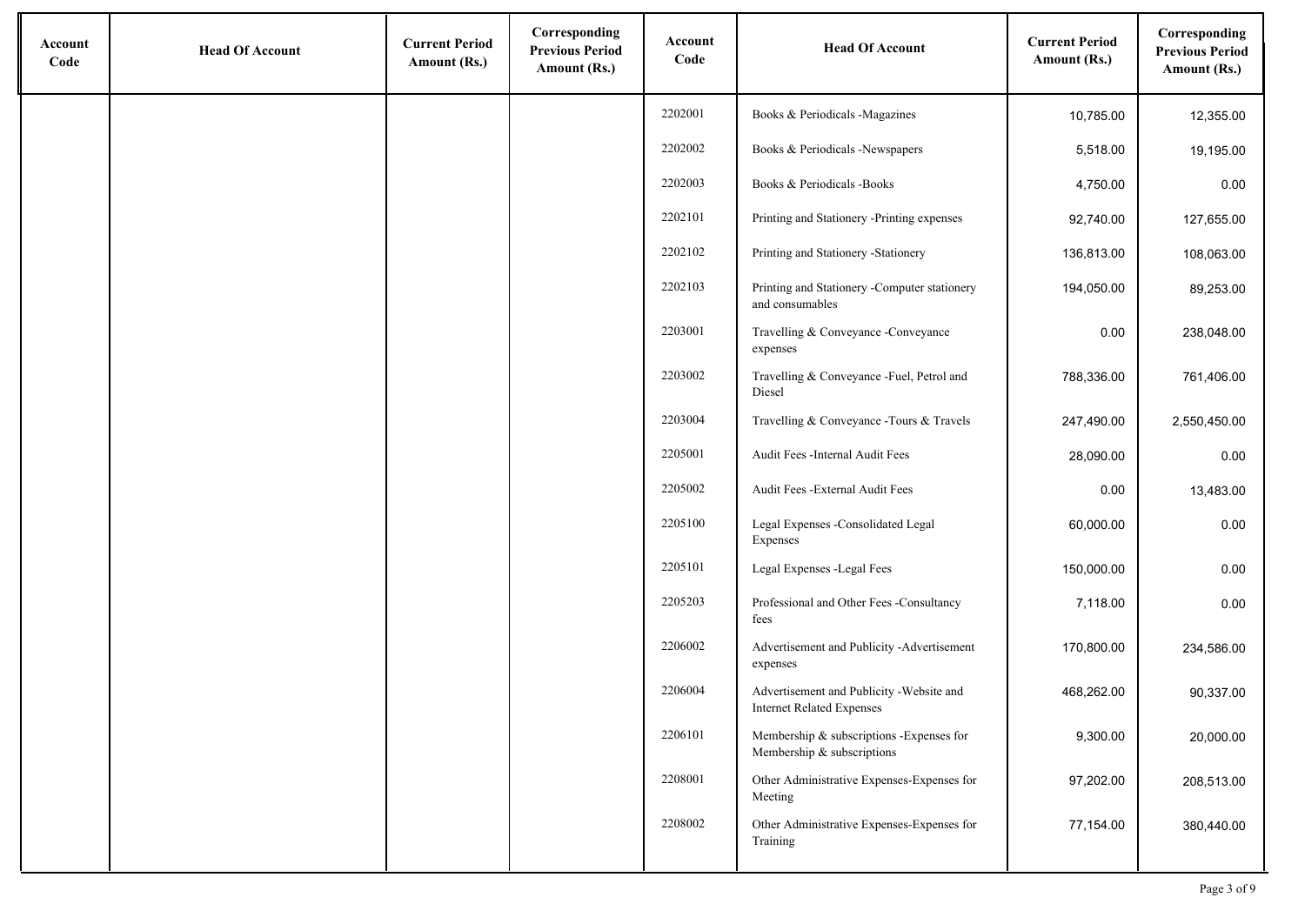| Account Code | Head Of Account | Current Period Amount (Rs.) | Corresponding Previous Period Amount (Rs.) | Account Code | Head Of Account | Current Period Amount (Rs.) | Corresponding Previous Period Amount (Rs.) |
|---|---|---|---|---|---|---|---|
| | | | | 2202001 | Books & Periodicals -Magazines | 10,785.00 | 12,355.00 |
| | | | | 2202002 | Books & Periodicals -Newspapers | 5,518.00 | 19,195.00 |
| | | | | 2202003 | Books & Periodicals -Books | 4,750.00 | 0.00 |
| | | | | 2202101 | Printing and Stationery -Printing expenses | 92,740.00 | 127,655.00 |
| | | | | 2202102 | Printing and Stationery -Stationery | 136,813.00 | 108,063.00 |
| | | | | 2202103 | Printing and Stationery -Computer stationery and consumables | 194,050.00 | 89,253.00 |
| | | | | 2203001 | Travelling & Conveyance -Conveyance expenses | 0.00 | 238,048.00 |
| | | | | 2203002 | Travelling & Conveyance -Fuel, Petrol and Diesel | 788,336.00 | 761,406.00 |
| | | | | 2203004 | Travelling & Conveyance -Tours & Travels | 247,490.00 | 2,550,450.00 |
| | | | | 2205001 | Audit Fees -Internal Audit Fees | 28,090.00 | 0.00 |
| | | | | 2205002 | Audit Fees -External Audit Fees | 0.00 | 13,483.00 |
| | | | | 2205100 | Legal Expenses -Consolidated Legal Expenses | 60,000.00 | 0.00 |
| | | | | 2205101 | Legal Expenses -Legal Fees | 150,000.00 | 0.00 |
| | | | | 2205203 | Professional and Other Fees -Consultancy fees | 7,118.00 | 0.00 |
| | | | | 2206002 | Advertisement and Publicity -Advertisement expenses | 170,800.00 | 234,586.00 |
| | | | | 2206004 | Advertisement and Publicity -Website and Internet Related Expenses | 468,262.00 | 90,337.00 |
| | | | | 2206101 | Membership & subscriptions -Expenses for Membership & subscriptions | 9,300.00 | 20,000.00 |
| | | | | 2208001 | Other Administrative Expenses-Expenses for Meeting | 97,202.00 | 208,513.00 |
| | | | | 2208002 | Other Administrative Expenses-Expenses for Training | 77,154.00 | 380,440.00 |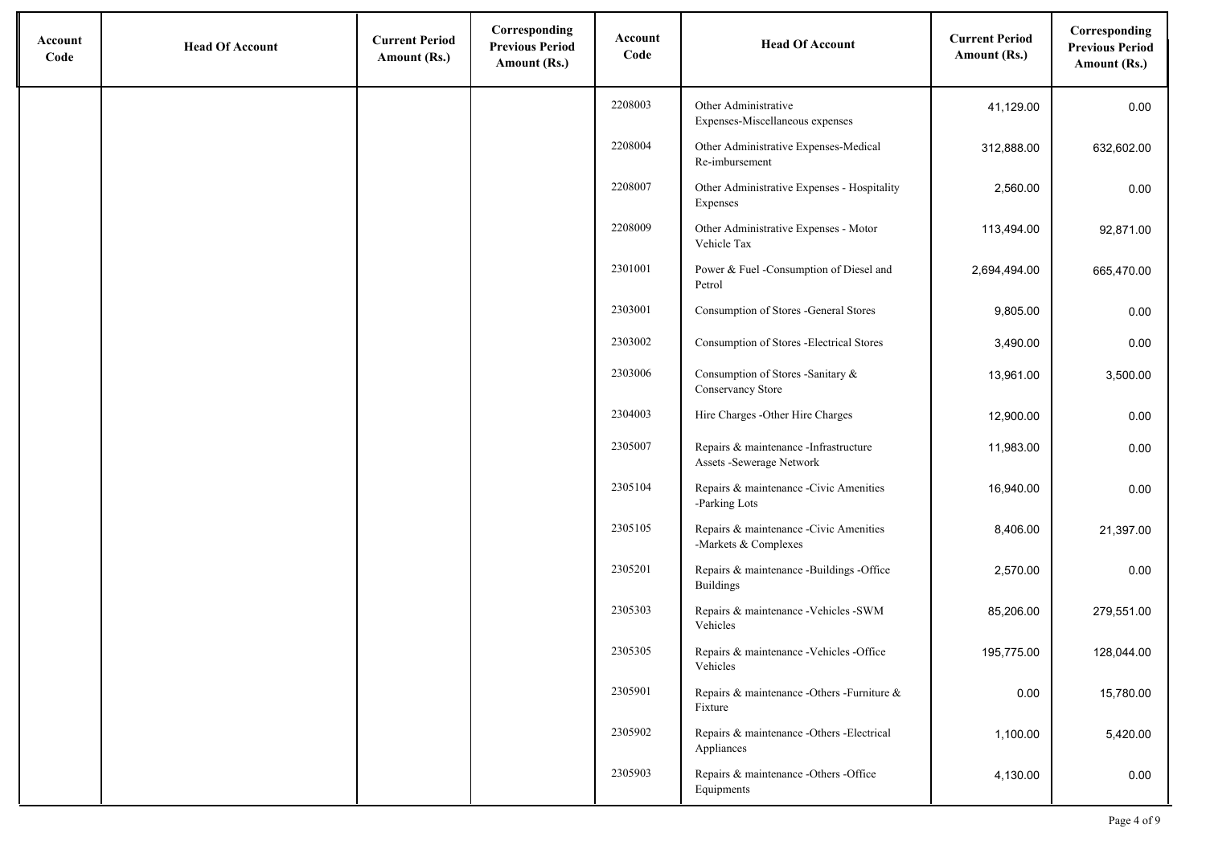| Account Code | Head Of Account | Current Period Amount (Rs.) | Corresponding Previous Period Amount (Rs.) | Account Code | Head Of Account | Current Period Amount (Rs.) | Corresponding Previous Period Amount (Rs.) |
|---|---|---|---|---|---|---|---|
| | | | | 2208003 | Other Administrative Expenses-Miscellaneous expenses | 41,129.00 | 0.00 |
| | | | | 2208004 | Other Administrative Expenses-Medical Re-imbursement | 312,888.00 | 632,602.00 |
| | | | | 2208007 | Other Administrative Expenses - Hospitality Expenses | 2,560.00 | 0.00 |
| | | | | 2208009 | Other Administrative Expenses - Motor Vehicle Tax | 113,494.00 | 92,871.00 |
| | | | | 2301001 | Power & Fuel -Consumption of Diesel and Petrol | 2,694,494.00 | 665,470.00 |
| | | | | 2303001 | Consumption of Stores -General Stores | 9,805.00 | 0.00 |
| | | | | 2303002 | Consumption of Stores -Electrical Stores | 3,490.00 | 0.00 |
| | | | | 2303006 | Consumption of Stores -Sanitary & Conservancy Store | 13,961.00 | 3,500.00 |
| | | | | 2304003 | Hire Charges -Other Hire Charges | 12,900.00 | 0.00 |
| | | | | 2305007 | Repairs & maintenance -Infrastructure Assets -Sewerage Network | 11,983.00 | 0.00 |
| | | | | 2305104 | Repairs & maintenance -Civic Amenities -Parking Lots | 16,940.00 | 0.00 |
| | | | | 2305105 | Repairs & maintenance -Civic Amenities -Markets & Complexes | 8,406.00 | 21,397.00 |
| | | | | 2305201 | Repairs & maintenance -Buildings -Office Buildings | 2,570.00 | 0.00 |
| | | | | 2305303 | Repairs & maintenance -Vehicles -SWM Vehicles | 85,206.00 | 279,551.00 |
| | | | | 2305305 | Repairs & maintenance -Vehicles -Office Vehicles | 195,775.00 | 128,044.00 |
| | | | | 2305901 | Repairs & maintenance -Others -Furniture & Fixture | 0.00 | 15,780.00 |
| | | | | 2305902 | Repairs & maintenance -Others -Electrical Appliances | 1,100.00 | 5,420.00 |
| | | | | 2305903 | Repairs & maintenance -Others -Office Equipments | 4,130.00 | 0.00 |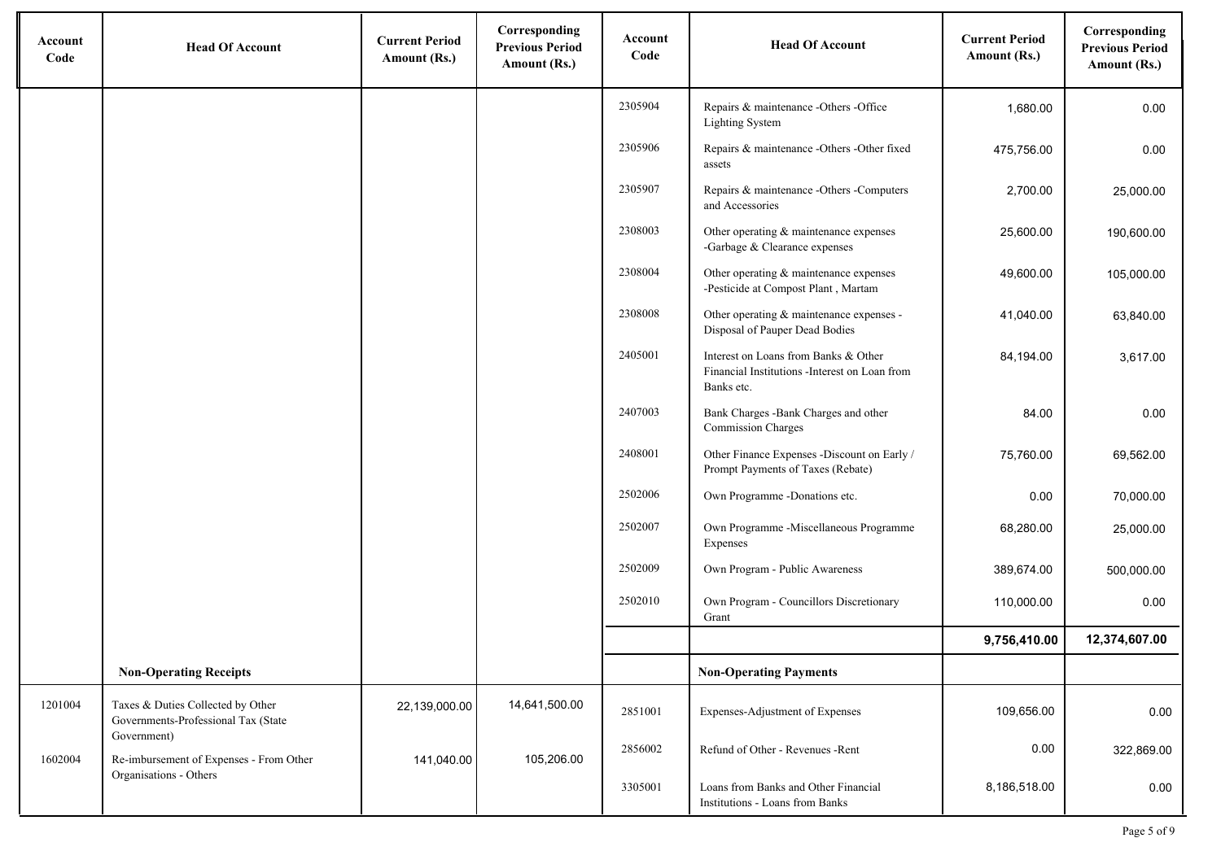| Account Code | Head Of Account | Current Period Amount (Rs.) | Corresponding Previous Period Amount (Rs.) | Account Code | Head Of Account | Current Period Amount (Rs.) | Corresponding Previous Period Amount (Rs.) |
|---|---|---|---|---|---|---|---|
| | | | | 2305904 | Repairs & maintenance -Others -Office Lighting System | 1,680.00 | 0.00 |
| | | | | 2305906 | Repairs & maintenance -Others -Other fixed assets | 475,756.00 | 0.00 |
| | | | | 2305907 | Repairs & maintenance -Others -Computers and Accessories | 2,700.00 | 25,000.00 |
| | | | | 2308003 | Other operating & maintenance expenses -Garbage & Clearance expenses | 25,600.00 | 190,600.00 |
| | | | | 2308004 | Other operating & maintenance expenses -Pesticide at Compost Plant , Martam | 49,600.00 | 105,000.00 |
| | | | | 2308008 | Other operating & maintenance expenses -Disposal of Pauper Dead Bodies | 41,040.00 | 63,840.00 |
| | | | | 2405001 | Interest on Loans from Banks & Other Financial Institutions -Interest on Loan from Banks etc. | 84,194.00 | 3,617.00 |
| | | | | 2407003 | Bank Charges -Bank Charges and other Commission Charges | 84.00 | 0.00 |
| | | | | 2408001 | Other Finance Expenses -Discount on Early / Prompt Payments of Taxes (Rebate) | 75,760.00 | 69,562.00 |
| | | | | 2502006 | Own Programme -Donations etc. | 0.00 | 70,000.00 |
| | | | | 2502007 | Own Programme -Miscellaneous Programme Expenses | 68,280.00 | 25,000.00 |
| | | | | 2502009 | Own Program - Public Awareness | 389,674.00 | 500,000.00 |
| | | | | 2502010 | Own Program - Councillors Discretionary Grant | 110,000.00 | 0.00 |
| | | | | | | **9,756,410.00** | **12,374,607.00** |
| | **Non-Operating Receipts** | | | | **Non-Operating Payments** | | |
| 1201004 | Taxes & Duties Collected by Other Governments-Professional Tax (State Government) | 22,139,000.00 | 14,641,500.00 | 2851001 | Expenses-Adjustment of Expenses | 109,656.00 | 0.00 |
| 1602004 | Re-imbursement of Expenses - From Other Organisations - Others | 141,040.00 | 105,206.00 | 2856002 | Refund of Other - Revenues -Rent | 0.00 | 322,869.00 |
| | | | | 3305001 | Loans from Banks and Other Financial Institutions - Loans from Banks | 8,186,518.00 | 0.00 |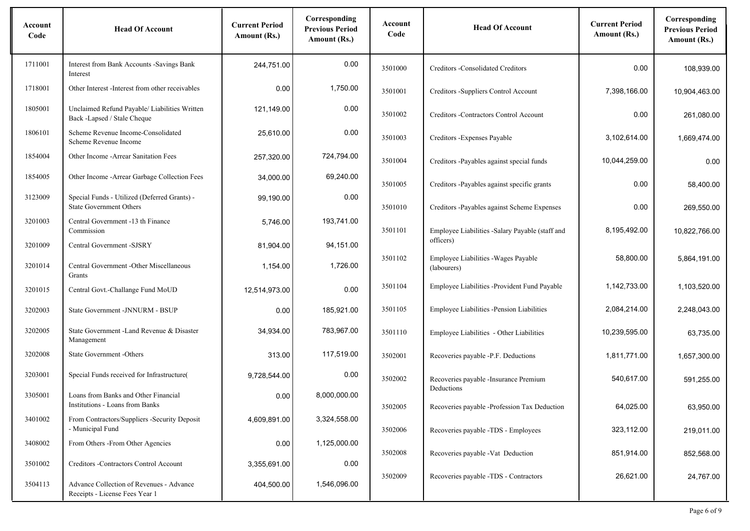| Account Code | Head Of Account | Current Period Amount (Rs.) | Corresponding Previous Period Amount (Rs.) | Account Code | Head Of Account | Current Period Amount (Rs.) | Corresponding Previous Period Amount (Rs.) |
|---|---|---|---|---|---|---|---|
| 1711001 | Interest from Bank Accounts -Savings Bank Interest | 244,751.00 | 0.00 | 3501000 | Creditors -Consolidated Creditors | 0.00 | 108,939.00 |
| 1718001 | Other Interest -Interest from other receivables | 0.00 | 1,750.00 | 3501001 | Creditors -Suppliers Control Account | 7,398,166.00 | 10,904,463.00 |
| 1805001 | Unclaimed Refund Payable/ Liabilities Written Back -Lapsed / Stale Cheque | 121,149.00 | 0.00 | 3501002 | Creditors -Contractors Control Account | 0.00 | 261,080.00 |
| 1806101 | Scheme Revenue Income-Consolidated Scheme Revenue Income | 25,610.00 | 0.00 | 3501003 | Creditors -Expenses Payable | 3,102,614.00 | 1,669,474.00 |
| 1854004 | Other Income -Arrear Sanitation Fees | 257,320.00 | 724,794.00 | 3501004 | Creditors -Payables against special funds | 10,044,259.00 | 0.00 |
| 1854005 | Other Income -Arrear Garbage Collection Fees | 34,000.00 | 69,240.00 | 3501005 | Creditors -Payables against specific grants | 0.00 | 58,400.00 |
| 3123009 | Special Funds - Utilized (Deferred Grants) - State Government Others | 99,190.00 | 0.00 | 3501010 | Creditors -Payables against Scheme Expenses | 0.00 | 269,550.00 |
| 3201003 | Central Government -13 th Finance Commission | 5,746.00 | 193,741.00 | 3501101 | Employee Liabilities -Salary Payable (staff and officers) | 8,195,492.00 | 10,822,766.00 |
| 3201009 | Central Government -SJSRY | 81,904.00 | 94,151.00 | 3501102 | Employee Liabilities -Wages Payable (labourers) | 58,800.00 | 5,864,191.00 |
| 3201014 | Central Government -Other Miscellaneous Grants | 1,154.00 | 1,726.00 | 3501104 | Employee Liabilities -Provident Fund Payable | 1,142,733.00 | 1,103,520.00 |
| 3201015 | Central Govt.-Challange Fund MoUD | 12,514,973.00 | 0.00 | 3501105 | Employee Liabilities -Pension Liabilities | 2,084,214.00 | 2,248,043.00 |
| 3202003 | State Government -JNNURM - BSUP | 0.00 | 185,921.00 | 3501110 | Employee Liabilities - Other Liabilities | 10,239,595.00 | 63,735.00 |
| 3202005 | State Government -Land Revenue & Disaster Management | 34,934.00 | 783,967.00 | 3502001 | Recoveries payable -P.F. Deductions | 1,811,771.00 | 1,657,300.00 |
| 3202008 | State Government -Others | 313.00 | 117,519.00 | 3502002 | Recoveries payable -Insurance Premium Deductions | 540,617.00 | 591,255.00 |
| 3203001 | Special Funds received for Infrastructure( | 9,728,544.00 | 0.00 | 3502005 | Recoveries payable -Profession Tax Deduction | 64,025.00 | 63,950.00 |
| 3305001 | Loans from Banks and Other Financial Institutions - Loans from Banks | 0.00 | 8,000,000.00 | 3502006 | Recoveries payable -TDS - Employees | 323,112.00 | 219,011.00 |
| 3401002 | From Contractors/Suppliers -Security Deposit - Municipal Fund | 4,609,891.00 | 3,324,558.00 | 3502008 | Recoveries payable -Vat Deduction | 851,914.00 | 852,568.00 |
| 3408002 | From Others -From Other Agencies | 0.00 | 1,125,000.00 | 3502009 | Recoveries payable -TDS - Contractors | 26,621.00 | 24,767.00 |
| 3501002 | Creditors -Contractors Control Account | 3,355,691.00 | 0.00 | | | | |
| 3504113 | Advance Collection of Revenues - Advance Receipts - License Fees Year 1 | 404,500.00 | 1,546,096.00 | | | | |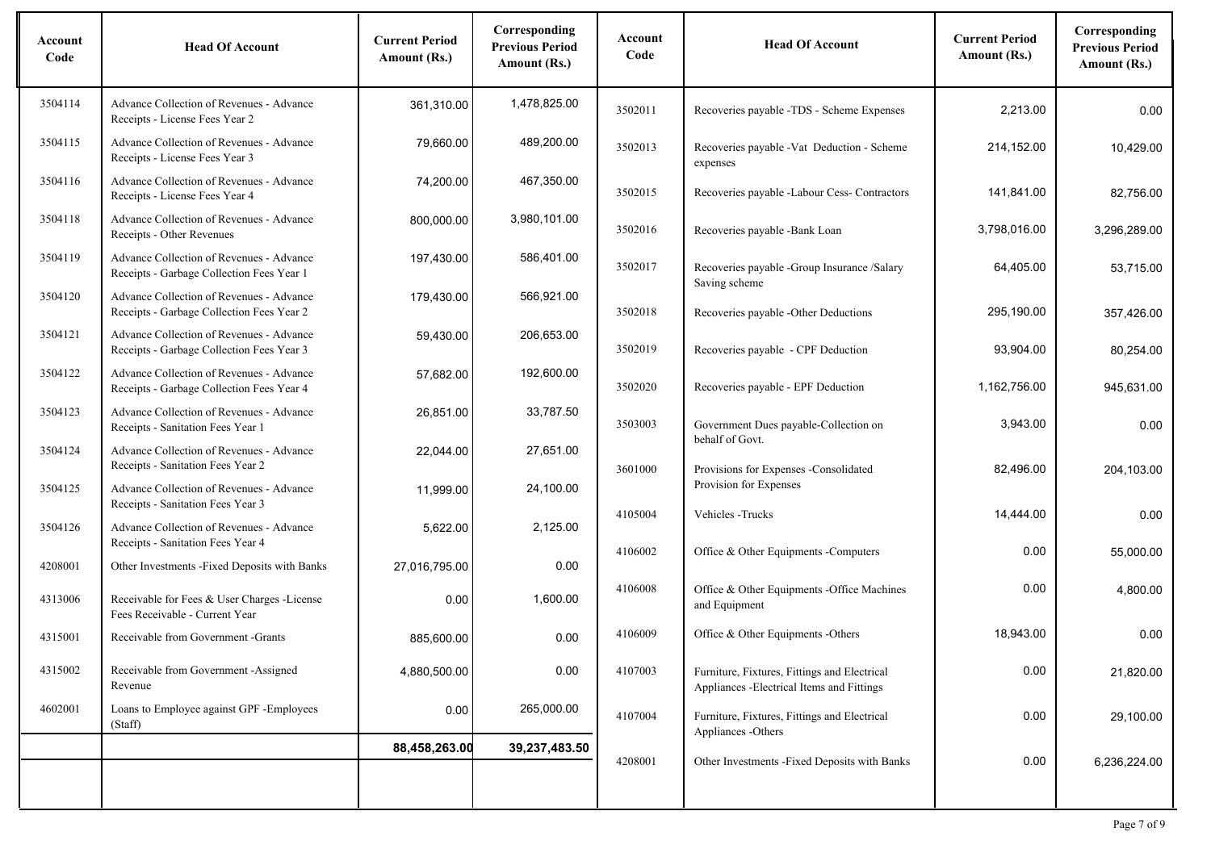| Account Code | Head Of Account | Current Period Amount (Rs.) | Corresponding Previous Period Amount (Rs.) |
|---|---|---|---|
| 3504114 | Advance Collection of Revenues - Advance Receipts - License Fees Year 2 | 361,310.00 | 1,478,825.00 |
| 3504115 | Advance Collection of Revenues - Advance Receipts - License Fees Year 3 | 79,660.00 | 489,200.00 |
| 3504116 | Advance Collection of Revenues - Advance Receipts - License Fees Year 4 | 74,200.00 | 467,350.00 |
| 3504118 | Advance Collection of Revenues - Advance Receipts - Other Revenues | 800,000.00 | 3,980,101.00 |
| 3504119 | Advance Collection of Revenues - Advance Receipts - Garbage Collection Fees Year 1 | 197,430.00 | 586,401.00 |
| 3504120 | Advance Collection of Revenues - Advance Receipts - Garbage Collection Fees Year 2 | 179,430.00 | 566,921.00 |
| 3504121 | Advance Collection of Revenues - Advance Receipts - Garbage Collection Fees Year 3 | 59,430.00 | 206,653.00 |
| 3504122 | Advance Collection of Revenues - Advance Receipts - Garbage Collection Fees Year 4 | 57,682.00 | 192,600.00 |
| 3504123 | Advance Collection of Revenues - Advance Receipts - Sanitation Fees Year 1 | 26,851.00 | 33,787.50 |
| 3504124 | Advance Collection of Revenues - Advance Receipts - Sanitation Fees Year 2 | 22,044.00 | 27,651.00 |
| 3504125 | Advance Collection of Revenues - Advance Receipts - Sanitation Fees Year 3 | 11,999.00 | 24,100.00 |
| 3504126 | Advance Collection of Revenues - Advance Receipts - Sanitation Fees Year 4 | 5,622.00 | 2,125.00 |
| 4208001 | Other Investments -Fixed Deposits with Banks | 27,016,795.00 | 0.00 |
| 4313006 | Receivable for Fees & User Charges -License Fees Receivable - Current Year | 0.00 | 1,600.00 |
| 4315001 | Receivable from Government -Grants | 885,600.00 | 0.00 |
| 4315002 | Receivable from Government -Assigned Revenue | 4,880,500.00 | 0.00 |
| 4602001 | Loans to Employee against GPF -Employees (Staff) | 0.00 | 265,000.00 |
| | | 88,458,263.00 | 39,237,483.50 |

| Account Code | Head Of Account | Current Period Amount (Rs.) | Corresponding Previous Period Amount (Rs.) |
|---|---|---|---|
| 3502011 | Recoveries payable -TDS - Scheme Expenses | 2,213.00 | 0.00 |
| 3502013 | Recoveries payable -Vat Deduction - Scheme expenses | 214,152.00 | 10,429.00 |
| 3502015 | Recoveries payable -Labour Cess- Contractors | 141,841.00 | 82,756.00 |
| 3502016 | Recoveries payable -Bank Loan | 3,798,016.00 | 3,296,289.00 |
| 3502017 | Recoveries payable -Group Insurance /Salary Saving scheme | 64,405.00 | 53,715.00 |
| 3502018 | Recoveries payable -Other Deductions | 295,190.00 | 357,426.00 |
| 3502019 | Recoveries payable - CPF Deduction | 93,904.00 | 80,254.00 |
| 3502020 | Recoveries payable - EPF Deduction | 1,162,756.00 | 945,631.00 |
| 3503003 | Government Dues payable-Collection on behalf of Govt. | 3,943.00 | 0.00 |
| 3601000 | Provisions for Expenses -Consolidated Provision for Expenses | 82,496.00 | 204,103.00 |
| 4105004 | Vehicles -Trucks | 14,444.00 | 0.00 |
| 4106002 | Office & Other Equipments -Computers | 0.00 | 55,000.00 |
| 4106008 | Office & Other Equipments -Office Machines and Equipment | 0.00 | 4,800.00 |
| 4106009 | Office & Other Equipments -Others | 18,943.00 | 0.00 |
| 4107003 | Furniture, Fixtures, Fittings and Electrical Appliances -Electrical Items and Fittings | 0.00 | 21,820.00 |
| 4107004 | Furniture, Fixtures, Fittings and Electrical Appliances -Others | 0.00 | 29,100.00 |
| 4208001 | Other Investments -Fixed Deposits with Banks | 0.00 | 6,236,224.00 |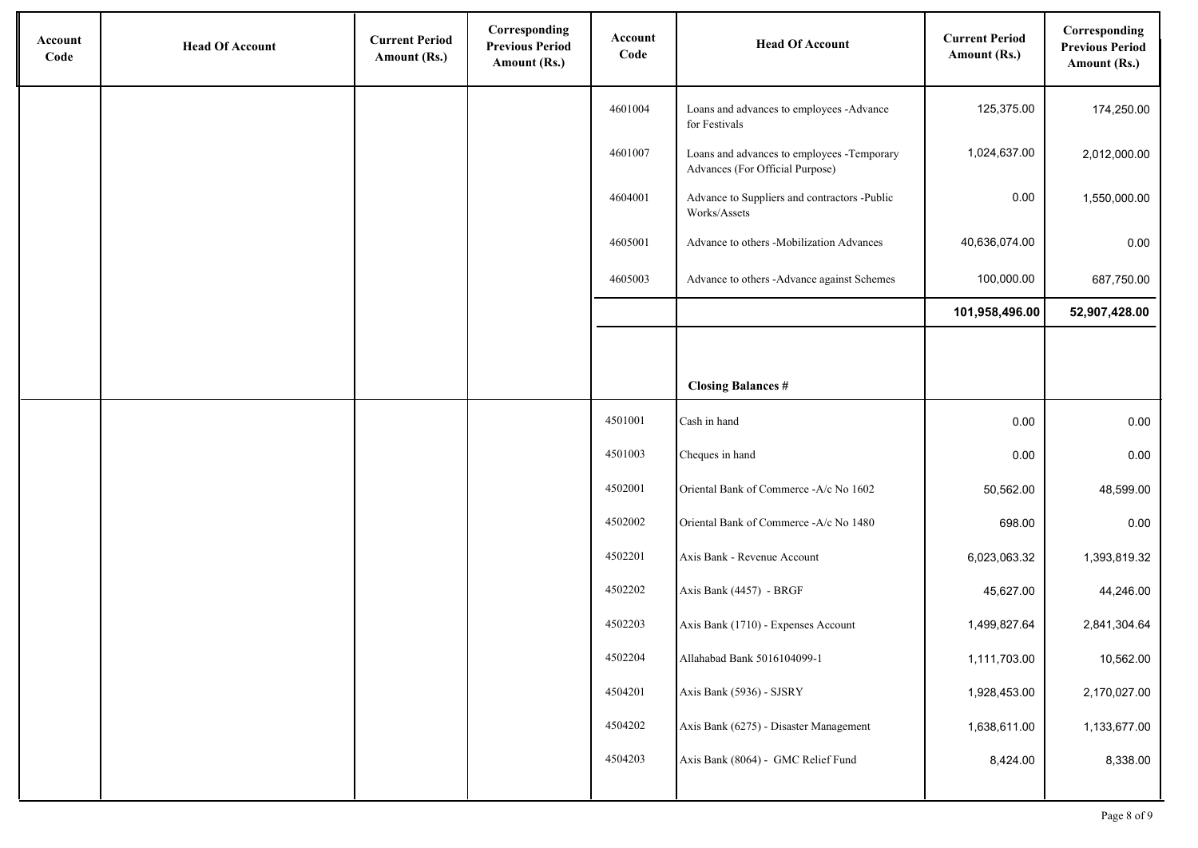| Account Code | Head Of Account | Current Period Amount (Rs.) | Corresponding Previous Period Amount (Rs.) | Account Code | Head Of Account | Current Period Amount (Rs.) | Corresponding Previous Period Amount (Rs.) |
|---|---|---|---|---|---|---|---|
| | | | | 4601004 | Loans and advances to employees -Advance for Festivals | 125,375.00 | 174,250.00 |
| | | | | 4601007 | Loans and advances to employees -Temporary Advances (For Official Purpose) | 1,024,637.00 | 2,012,000.00 |
| | | | | 4604001 | Advance to Suppliers and contractors -Public Works/Assets | 0.00 | 1,550,000.00 |
| | | | | 4605001 | Advance to others -Mobilization Advances | 40,636,074.00 | 0.00 |
| | | | | 4605003 | Advance to others -Advance against Schemes | 100,000.00 | 687,750.00 |
| | | | | | | **101,958,496.00** | **52,907,428.00** |
| | | | | | **Closing Balances #** | | |
| | | | | 4501001 | Cash in hand | 0.00 | 0.00 |
| | | | | 4501003 | Cheques in hand | 0.00 | 0.00 |
| | | | | 4502001 | Oriental Bank of Commerce -A/c No 1602 | 50,562.00 | 48,599.00 |
| | | | | 4502002 | Oriental Bank of Commerce -A/c No 1480 | 698.00 | 0.00 |
| | | | | 4502201 | Axis Bank - Revenue Account | 6,023,063.32 | 1,393,819.32 |
| | | | | 4502202 | Axis Bank (4457) - BRGF | 45,627.00 | 44,246.00 |
| | | | | 4502203 | Axis Bank (1710) - Expenses Account | 1,499,827.64 | 2,841,304.64 |
| | | | | 4502204 | Allahabad Bank 5016104099-1 | 1,111,703.00 | 10,562.00 |
| | | | | 4504201 | Axis Bank (5936) - SJSRY | 1,928,453.00 | 2,170,027.00 |
| | | | | 4504202 | Axis Bank (6275) - Disaster Management | 1,638,611.00 | 1,133,677.00 |
| | | | | 4504203 | Axis Bank (8064) - GMC Relief Fund | 8,424.00 | 8,338.00 |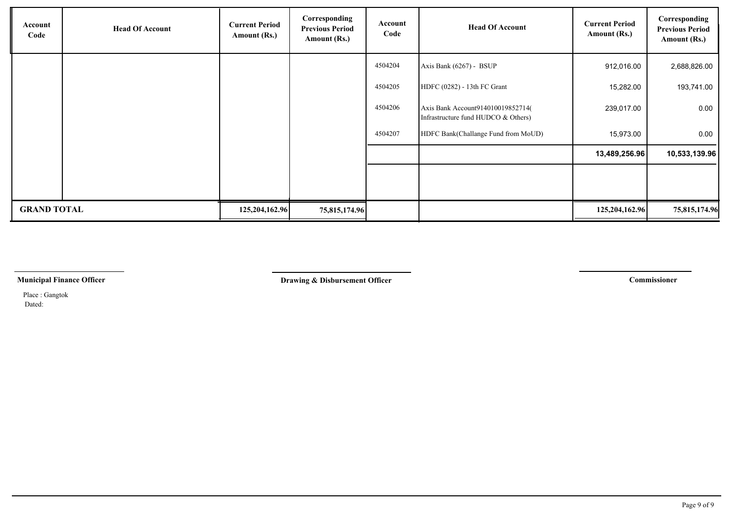| Account Code | Head Of Account | Current Period Amount (Rs.) | Corresponding Previous Period Amount (Rs.) | Account Code | Head Of Account | Current Period Amount (Rs.) | Corresponding Previous Period Amount (Rs.) |
|---|---|---|---|---|---|---|---|
| | | | | 4504204 | Axis Bank (6267) - BSUP | 912,016.00 | 2,688,826.00 |
| | | | | 4504205 | HDFC (0282) - 13th FC Grant | 15,282.00 | 193,741.00 |
| | | | | 4504206 | Axis Bank Account914010019852714( Infrastructure fund HUDCO & Others) | 239,017.00 | 0.00 |
| | | | | 4504207 | HDFC Bank(Challange Fund from MoUD) | 15,973.00 | 0.00 |
| | | | | | | **13,489,256.96** | **10,533,139.96** |
| **GRAND TOTAL** | | **125,204,162.96** | **75,815,174.96** | | | **125,204,162.96** | **75,815,174.96** |

**Municipal Finance Officer** **Drawing & Disbursement Officer** **Commissioner**

Place : Gangtok

Dated: